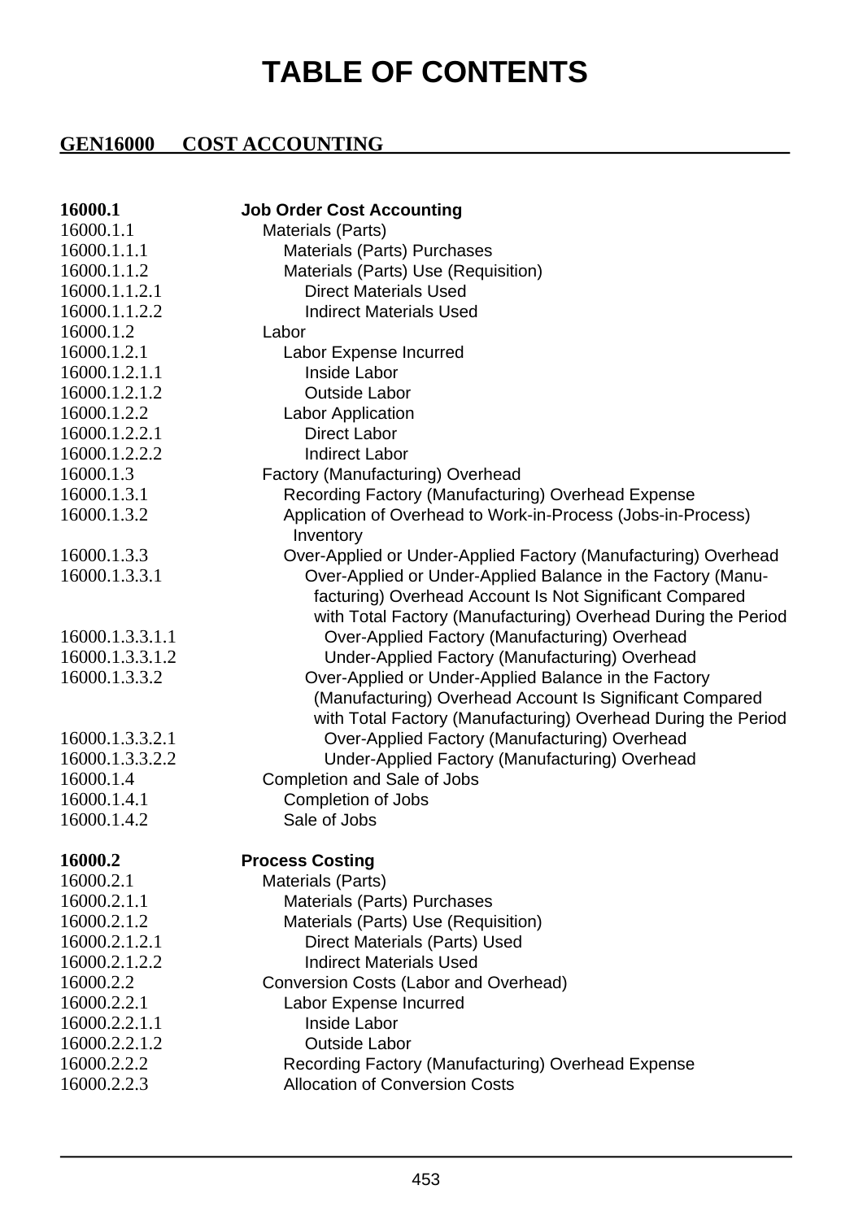# TABLE OF CONTENTS

## GEN16000 COST ACCOUNTING

| | |
|---|---|
| **16000.1** | **Job Order Cost Accounting** |
| 16000.1.1 | Materials (Parts) |
| 16000.1.1.1 | Materials (Parts) Purchases |
| 16000.1.1.2 | Materials (Parts) Use (Requisition) |
| 16000.1.1.2.1 | Direct Materials Used |
| 16000.1.1.2.2 | Indirect Materials Used |
| 16000.1.2 | Labor |
| 16000.1.2.1 | Labor Expense Incurred |
| 16000.1.2.1.1 | Inside Labor |
| 16000.1.2.1.2 | Outside Labor |
| 16000.1.2.2 | Labor Application |
| 16000.1.2.2.1 | Direct Labor |
| 16000.1.2.2.2 | Indirect Labor |
| 16000.1.3 | Factory (Manufacturing) Overhead |
| 16000.1.3.1 | Recording Factory (Manufacturing) Overhead Expense |
| 16000.1.3.2 | Application of Overhead to Work-in-Process (Jobs-in-Process) Inventory |
| 16000.1.3.3 | Over-Applied or Under-Applied Factory (Manufacturing) Overhead |
| 16000.1.3.3.1 | Over-Applied or Under-Applied Balance in the Factory (Manufacturing) Overhead Account Is Not Significant Compared with Total Factory (Manufacturing) Overhead During the Period |
| 16000.1.3.3.1.1 | Over-Applied Factory (Manufacturing) Overhead |
| 16000.1.3.3.1.2 | Under-Applied Factory (Manufacturing) Overhead |
| 16000.1.3.3.2 | Over-Applied or Under-Applied Balance in the Factory (Manufacturing) Overhead Account Is Significant Compared with Total Factory (Manufacturing) Overhead During the Period |
| 16000.1.3.3.2.1 | Over-Applied Factory (Manufacturing) Overhead |
| 16000.1.3.3.2.2 | Under-Applied Factory (Manufacturing) Overhead |
| 16000.1.4 | Completion and Sale of Jobs |
| 16000.1.4.1 | Completion of Jobs |
| 16000.1.4.2 | Sale of Jobs |
| **16000.2** | **Process Costing** |
| 16000.2.1 | Materials (Parts) |
| 16000.2.1.1 | Materials (Parts) Purchases |
| 16000.2.1.2 | Materials (Parts) Use (Requisition) |
| 16000.2.1.2.1 | Direct Materials (Parts) Used |
| 16000.2.1.2.2 | Indirect Materials Used |
| 16000.2.2 | Conversion Costs (Labor and Overhead) |
| 16000.2.2.1 | Labor Expense Incurred |
| 16000.2.2.1.1 | Inside Labor |
| 16000.2.2.1.2 | Outside Labor |
| 16000.2.2.2 | Recording Factory (Manufacturing) Overhead Expense |
| 16000.2.2.3 | Allocation of Conversion Costs |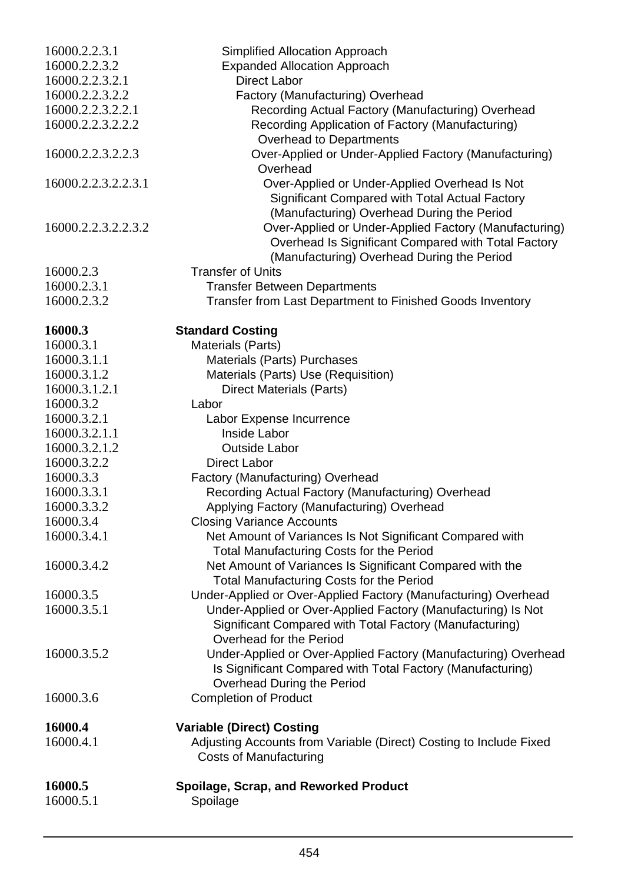| | |
|---|---|
| 16000.2.2.3.1 | Simplified Allocation Approach |
| 16000.2.2.3.2 | Expanded Allocation Approach |
| 16000.2.2.3.2.1 | Direct Labor |
| 16000.2.2.3.2.2 | Factory (Manufacturing) Overhead |
| 16000.2.2.3.2.2.1 | Recording Actual Factory (Manufacturing) Overhead |
| 16000.2.2.3.2.2.2 | Recording Application of Factory (Manufacturing) Overhead to Departments |
| 16000.2.2.3.2.2.3 | Over-Applied or Under-Applied Factory (Manufacturing) Overhead |
| 16000.2.2.3.2.2.3.1 | Over-Applied or Under-Applied Overhead Is Not Significant Compared with Total Actual Factory (Manufacturing) Overhead During the Period |
| 16000.2.2.3.2.2.3.2 | Over-Applied or Under-Applied Factory (Manufacturing) Overhead Is Significant Compared with Total Factory (Manufacturing) Overhead During the Period |
| 16000.2.3 | Transfer of Units |
| 16000.2.3.1 | Transfer Between Departments |
| 16000.2.3.2 | Transfer from Last Department to Finished Goods Inventory |
| **16000.3** | **Standard Costing** |
| 16000.3.1 | Materials (Parts) |
| 16000.3.1.1 | Materials (Parts) Purchases |
| 16000.3.1.2 | Materials (Parts) Use (Requisition) |
| 16000.3.1.2.1 | Direct Materials (Parts) |
| 16000.3.2 | Labor |
| 16000.3.2.1 | Labor Expense Incurrence |
| 16000.3.2.1.1 | Inside Labor |
| 16000.3.2.1.2 | Outside Labor |
| 16000.3.2.2 | Direct Labor |
| 16000.3.3 | Factory (Manufacturing) Overhead |
| 16000.3.3.1 | Recording Actual Factory (Manufacturing) Overhead |
| 16000.3.3.2 | Applying Factory (Manufacturing) Overhead |
| 16000.3.4 | Closing Variance Accounts |
| 16000.3.4.1 | Net Amount of Variances Is Not Significant Compared with Total Manufacturing Costs for the Period |
| 16000.3.4.2 | Net Amount of Variances Is Significant Compared with the Total Manufacturing Costs for the Period |
| 16000.3.5 | Under-Applied or Over-Applied Factory (Manufacturing) Overhead |
| 16000.3.5.1 | Under-Applied or Over-Applied Factory (Manufacturing) Is Not Significant Compared with Total Factory (Manufacturing) Overhead for the Period |
| 16000.3.5.2 | Under-Applied or Over-Applied Factory (Manufacturing) Overhead Is Significant Compared with Total Factory (Manufacturing) Overhead During the Period |
| 16000.3.6 | Completion of Product |
| **16000.4** | **Variable (Direct) Costing** |
| 16000.4.1 | Adjusting Accounts from Variable (Direct) Costing to Include Fixed Costs of Manufacturing |
| **16000.5** | **Spoilage, Scrap, and Reworked Product** |
| 16000.5.1 | Spoilage |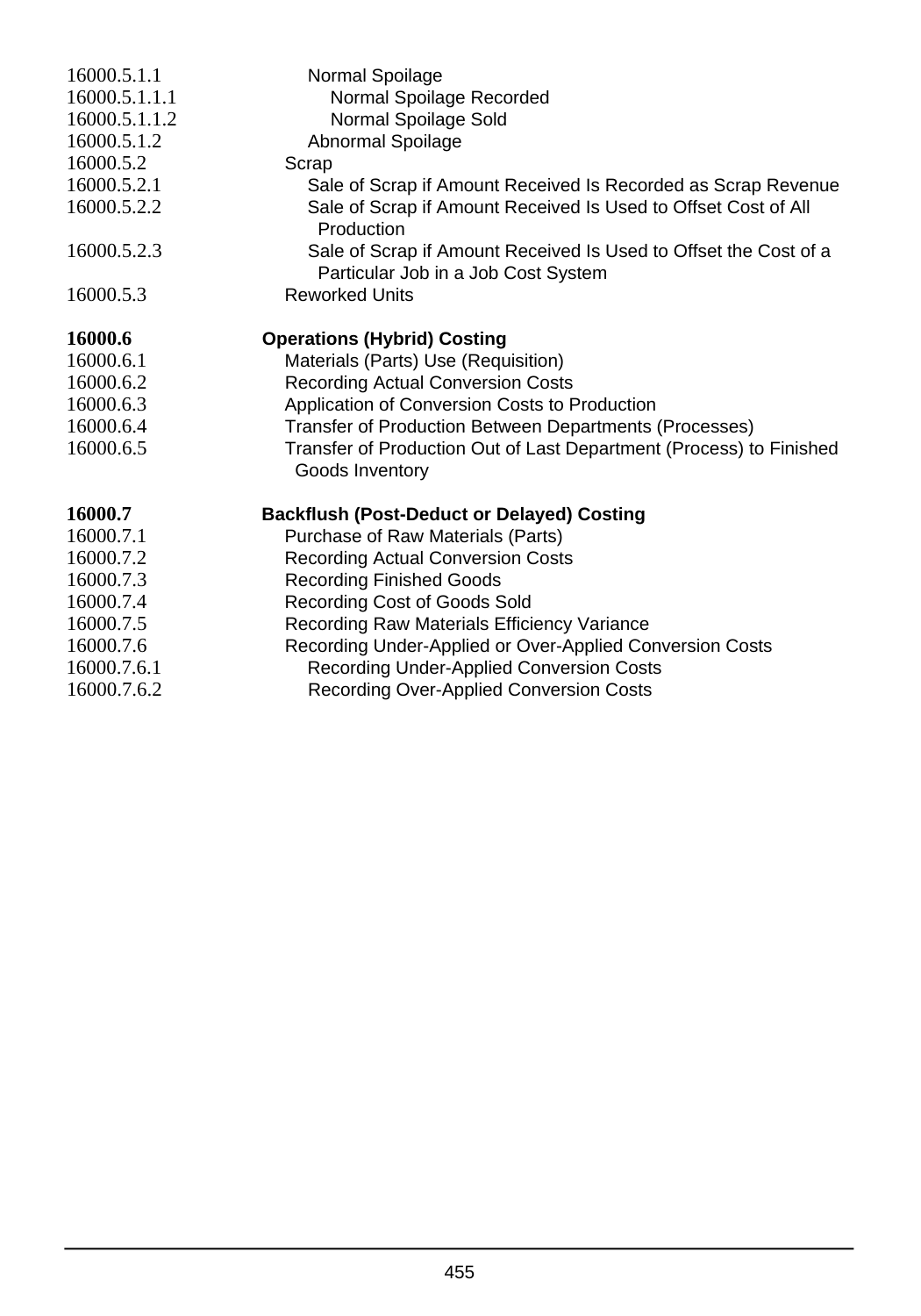16000.5.1.1 Normal Spoilage
16000.5.1.1.1 Normal Spoilage Recorded
16000.5.1.1.2 Normal Spoilage Sold
16000.5.1.2 Abnormal Spoilage
16000.5.2 Scrap
16000.5.2.1 Sale of Scrap if Amount Received Is Recorded as Scrap Revenue
16000.5.2.2 Sale of Scrap if Amount Received Is Used to Offset Cost of All Production
16000.5.2.3 Sale of Scrap if Amount Received Is Used to Offset the Cost of a Particular Job in a Job Cost System
16000.5.3 Reworked Units

**16000.6 Operations (Hybrid) Costing**

16000.6.1 Materials (Parts) Use (Requisition)
16000.6.2 Recording Actual Conversion Costs
16000.6.3 Application of Conversion Costs to Production
16000.6.4 Transfer of Production Between Departments (Processes)
16000.6.5 Transfer of Production Out of Last Department (Process) to Finished Goods Inventory

**16000.7 Backflush (Post-Deduct or Delayed) Costing**

16000.7.1 Purchase of Raw Materials (Parts)
16000.7.2 Recording Actual Conversion Costs
16000.7.3 Recording Finished Goods
16000.7.4 Recording Cost of Goods Sold
16000.7.5 Recording Raw Materials Efficiency Variance
16000.7.6 Recording Under-Applied or Over-Applied Conversion Costs
16000.7.6.1 Recording Under-Applied Conversion Costs
16000.7.6.2 Recording Over-Applied Conversion Costs